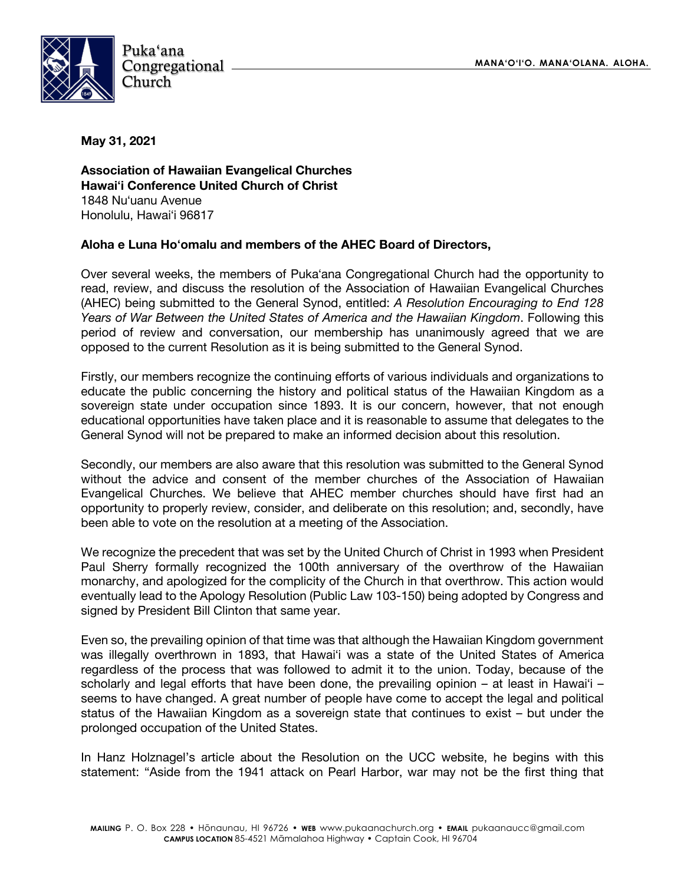Puka'ana Congregational Church

MANA'O'I'O. MANA'OLANA. ALOHA.

**May 31, 2021**

**Association of Hawaiian Evangelical Churches**
**Hawai'i Conference United Church of Christ**
1848 Nu'uanu Avenue
Honolulu, Hawai'i 96817

**Aloha e Luna Ho'omalu and members of the AHEC Board of Directors,**

Over several weeks, the members of Puka'ana Congregational Church had the opportunity to read, review, and discuss the resolution of the Association of Hawaiian Evangelical Churches (AHEC) being submitted to the General Synod, entitled: *A Resolution Encouraging to End 128 Years of War Between the United States of America and the Hawaiian Kingdom*. Following this period of review and conversation, our membership has unanimously agreed that we are opposed to the current Resolution as it is being submitted to the General Synod.

Firstly, our members recognize the continuing efforts of various individuals and organizations to educate the public concerning the history and political status of the Hawaiian Kingdom as a sovereign state under occupation since 1893. It is our concern, however, that not enough educational opportunities have taken place and it is reasonable to assume that delegates to the General Synod will not be prepared to make an informed decision about this resolution.

Secondly, our members are also aware that this resolution was submitted to the General Synod without the advice and consent of the member churches of the Association of Hawaiian Evangelical Churches. We believe that AHEC member churches should have first had an opportunity to properly review, consider, and deliberate on this resolution; and, secondly, have been able to vote on the resolution at a meeting of the Association.

We recognize the precedent that was set by the United Church of Christ in 1993 when President Paul Sherry formally recognized the 100th anniversary of the overthrow of the Hawaiian monarchy, and apologized for the complicity of the Church in that overthrow. This action would eventually lead to the Apology Resolution (Public Law 103-150) being adopted by Congress and signed by President Bill Clinton that same year.

Even so, the prevailing opinion of that time was that although the Hawaiian Kingdom government was illegally overthrown in 1893, that Hawai'i was a state of the United States of America regardless of the process that was followed to admit it to the union. Today, because of the scholarly and legal efforts that have been done, the prevailing opinion – at least in Hawai'i – seems to have changed. A great number of people have come to accept the legal and political status of the Hawaiian Kingdom as a sovereign state that continues to exist – but under the prolonged occupation of the United States.

In Hanz Holznagel's article about the Resolution on the UCC website, he begins with this statement: "Aside from the 1941 attack on Pearl Harbor, war may not be the first thing that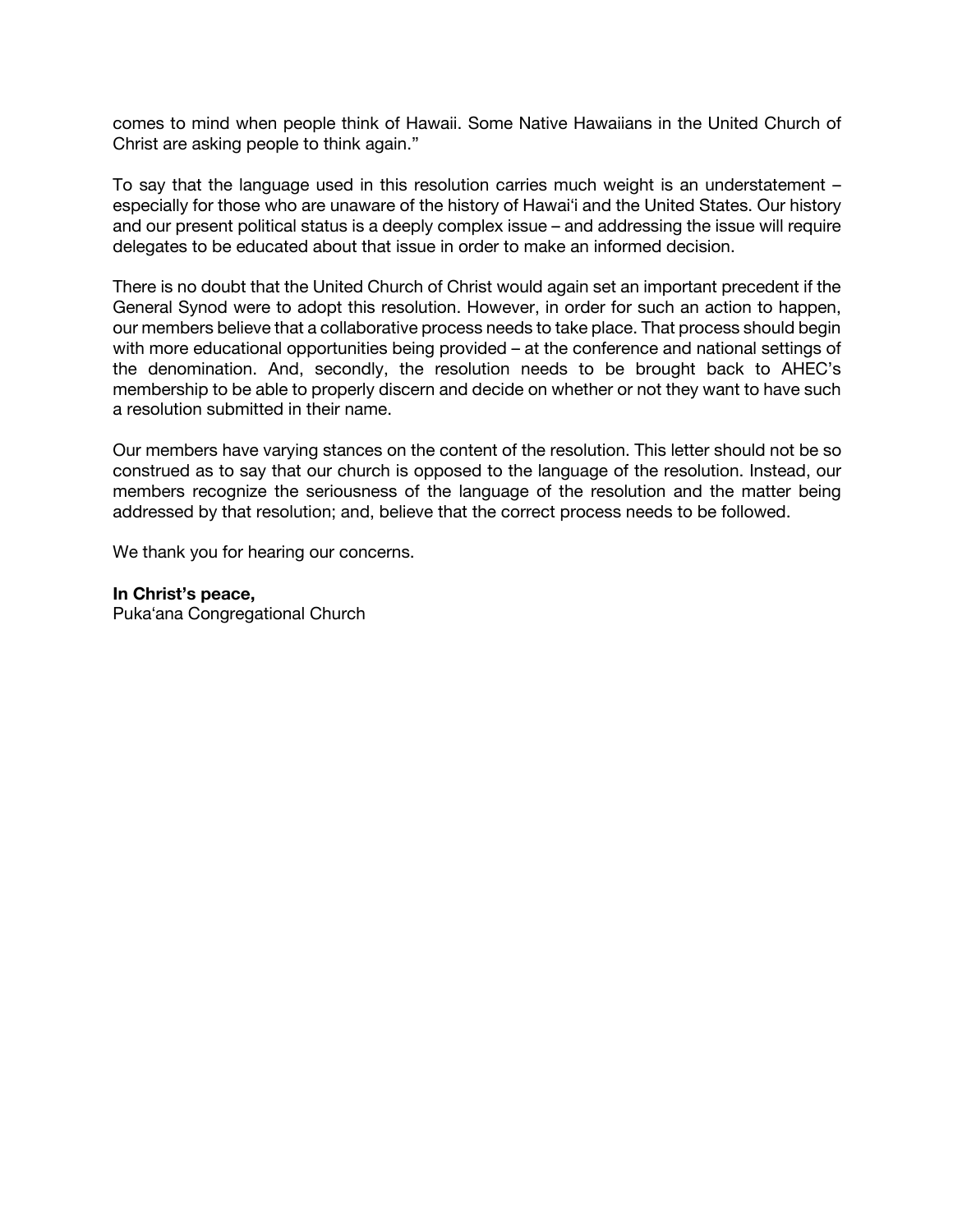comes to mind when people think of Hawaii. Some Native Hawaiians in the United Church of Christ are asking people to think again."

To say that the language used in this resolution carries much weight is an understatement – especially for those who are unaware of the history of Hawaiʻi and the United States. Our history and our present political status is a deeply complex issue – and addressing the issue will require delegates to be educated about that issue in order to make an informed decision.

There is no doubt that the United Church of Christ would again set an important precedent if the General Synod were to adopt this resolution. However, in order for such an action to happen, our members believe that a collaborative process needs to take place. That process should begin with more educational opportunities being provided – at the conference and national settings of the denomination. And, secondly, the resolution needs to be brought back to AHEC's membership to be able to properly discern and decide on whether or not they want to have such a resolution submitted in their name.

Our members have varying stances on the content of the resolution. This letter should not be so construed as to say that our church is opposed to the language of the resolution. Instead, our members recognize the seriousness of the language of the resolution and the matter being addressed by that resolution; and, believe that the correct process needs to be followed.

We thank you for hearing our concerns.

**In Christ's peace,**
Pukaʻana Congregational Church